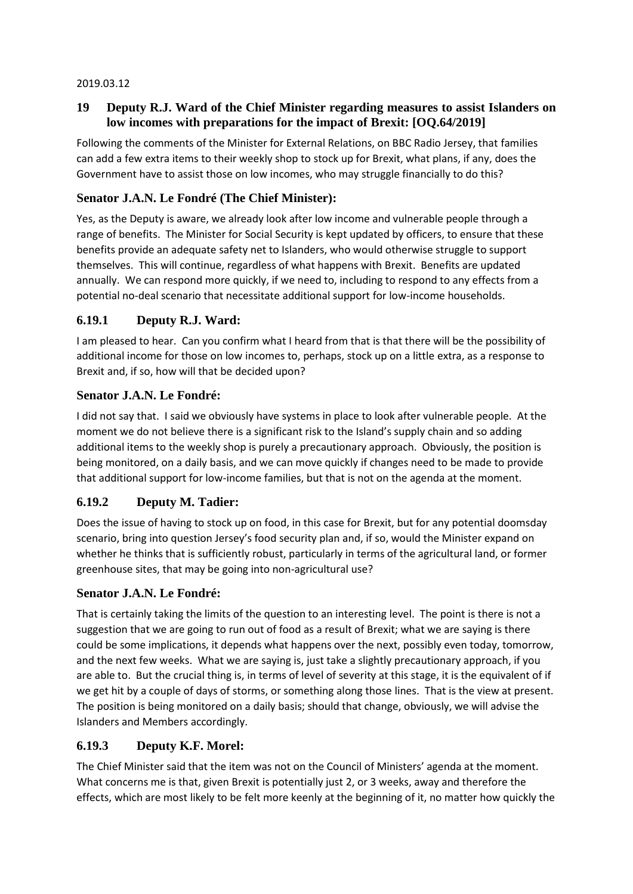2019.03.12

## 19 Deputy R.J. Ward of the Chief Minister regarding measures to assist Islanders on low incomes with preparations for the impact of Brexit: [OQ.64/2019]

Following the comments of the Minister for External Relations, on BBC Radio Jersey, that families can add a few extra items to their weekly shop to stock up for Brexit, what plans, if any, does the Government have to assist those on low incomes, who may struggle financially to do this?

### Senator J.A.N. Le Fondré (The Chief Minister):

Yes, as the Deputy is aware, we already look after low income and vulnerable people through a range of benefits. The Minister for Social Security is kept updated by officers, to ensure that these benefits provide an adequate safety net to Islanders, who would otherwise struggle to support themselves. This will continue, regardless of what happens with Brexit. Benefits are updated annually. We can respond more quickly, if we need to, including to respond to any effects from a potential no-deal scenario that necessitate additional support for low-income households.

### 6.19.1 Deputy R.J. Ward:

I am pleased to hear. Can you confirm what I heard from that is that there will be the possibility of additional income for those on low incomes to, perhaps, stock up on a little extra, as a response to Brexit and, if so, how will that be decided upon?

### Senator J.A.N. Le Fondré:

I did not say that. I said we obviously have systems in place to look after vulnerable people. At the moment we do not believe there is a significant risk to the Island's supply chain and so adding additional items to the weekly shop is purely a precautionary approach. Obviously, the position is being monitored, on a daily basis, and we can move quickly if changes need to be made to provide that additional support for low-income families, but that is not on the agenda at the moment.

### 6.19.2 Deputy M. Tadier:

Does the issue of having to stock up on food, in this case for Brexit, but for any potential doomsday scenario, bring into question Jersey's food security plan and, if so, would the Minister expand on whether he thinks that is sufficiently robust, particularly in terms of the agricultural land, or former greenhouse sites, that may be going into non-agricultural use?

### Senator J.A.N. Le Fondré:

That is certainly taking the limits of the question to an interesting level. The point is there is not a suggestion that we are going to run out of food as a result of Brexit; what we are saying is there could be some implications, it depends what happens over the next, possibly even today, tomorrow, and the next few weeks. What we are saying is, just take a slightly precautionary approach, if you are able to. But the crucial thing is, in terms of level of severity at this stage, it is the equivalent of if we get hit by a couple of days of storms, or something along those lines. That is the view at present. The position is being monitored on a daily basis; should that change, obviously, we will advise the Islanders and Members accordingly.

### 6.19.3 Deputy K.F. Morel:

The Chief Minister said that the item was not on the Council of Ministers' agenda at the moment. What concerns me is that, given Brexit is potentially just 2, or 3 weeks, away and therefore the effects, which are most likely to be felt more keenly at the beginning of it, no matter how quickly the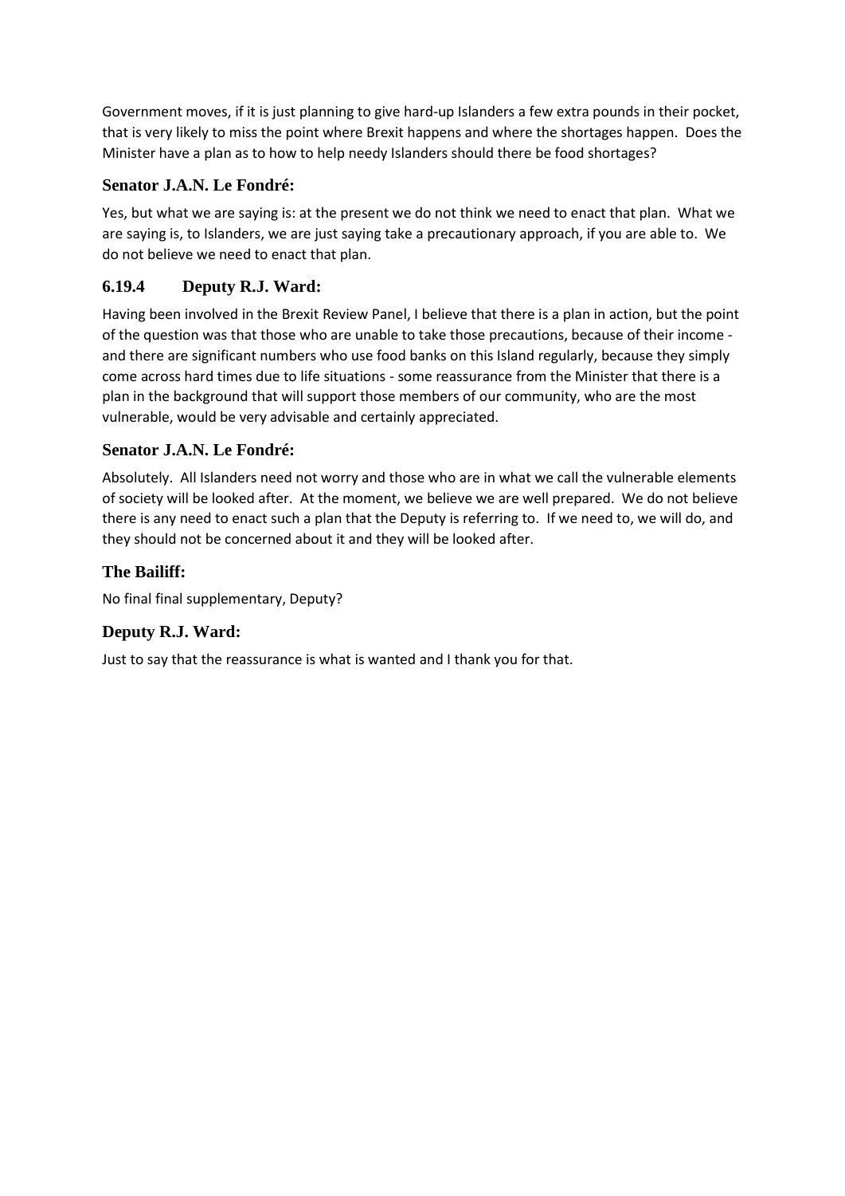Government moves, if it is just planning to give hard-up Islanders a few extra pounds in their pocket, that is very likely to miss the point where Brexit happens and where the shortages happen. Does the Minister have a plan as to how to help needy Islanders should there be food shortages?

### Senator J.A.N. Le Fondré:

Yes, but what we are saying is: at the present we do not think we need to enact that plan. What we are saying is, to Islanders, we are just saying take a precautionary approach, if you are able to. We do not believe we need to enact that plan.

### 6.19.4 Deputy R.J. Ward:

Having been involved in the Brexit Review Panel, I believe that there is a plan in action, but the point of the question was that those who are unable to take those precautions, because of their income - and there are significant numbers who use food banks on this Island regularly, because they simply come across hard times due to life situations - some reassurance from the Minister that there is a plan in the background that will support those members of our community, who are the most vulnerable, would be very advisable and certainly appreciated.

### Senator J.A.N. Le Fondré:

Absolutely. All Islanders need not worry and those who are in what we call the vulnerable elements of society will be looked after. At the moment, we believe we are well prepared. We do not believe there is any need to enact such a plan that the Deputy is referring to. If we need to, we will do, and they should not be concerned about it and they will be looked after.

### The Bailiff:

No final final supplementary, Deputy?

### Deputy R.J. Ward:

Just to say that the reassurance is what is wanted and I thank you for that.